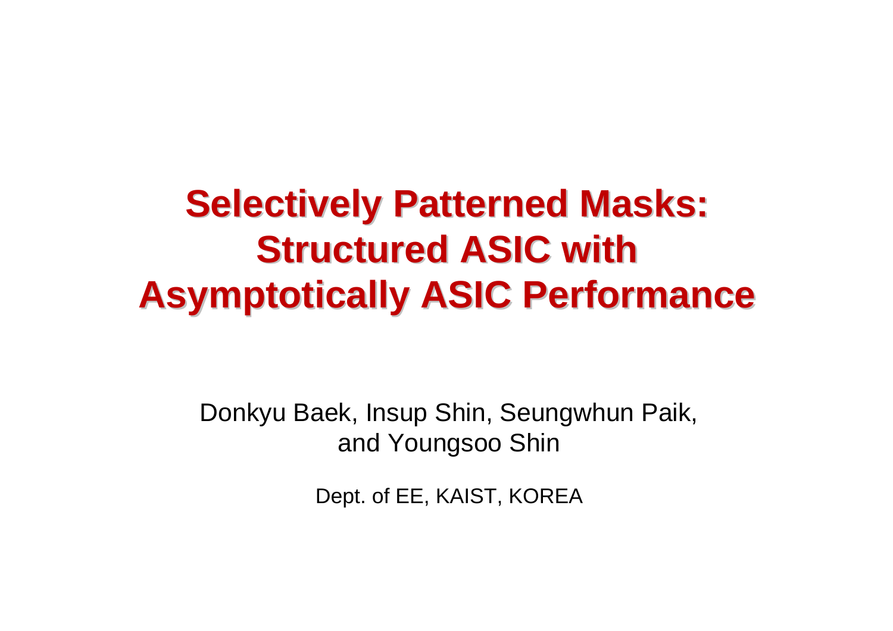# Selectively Patterned Masks: Structured ASIC with Asymptotically ASIC Performance

Donkyu Baek, Insup Shin, Seungwhun Paik, and Youngsoo Shin

Dept. of EE, KAIST, KOREA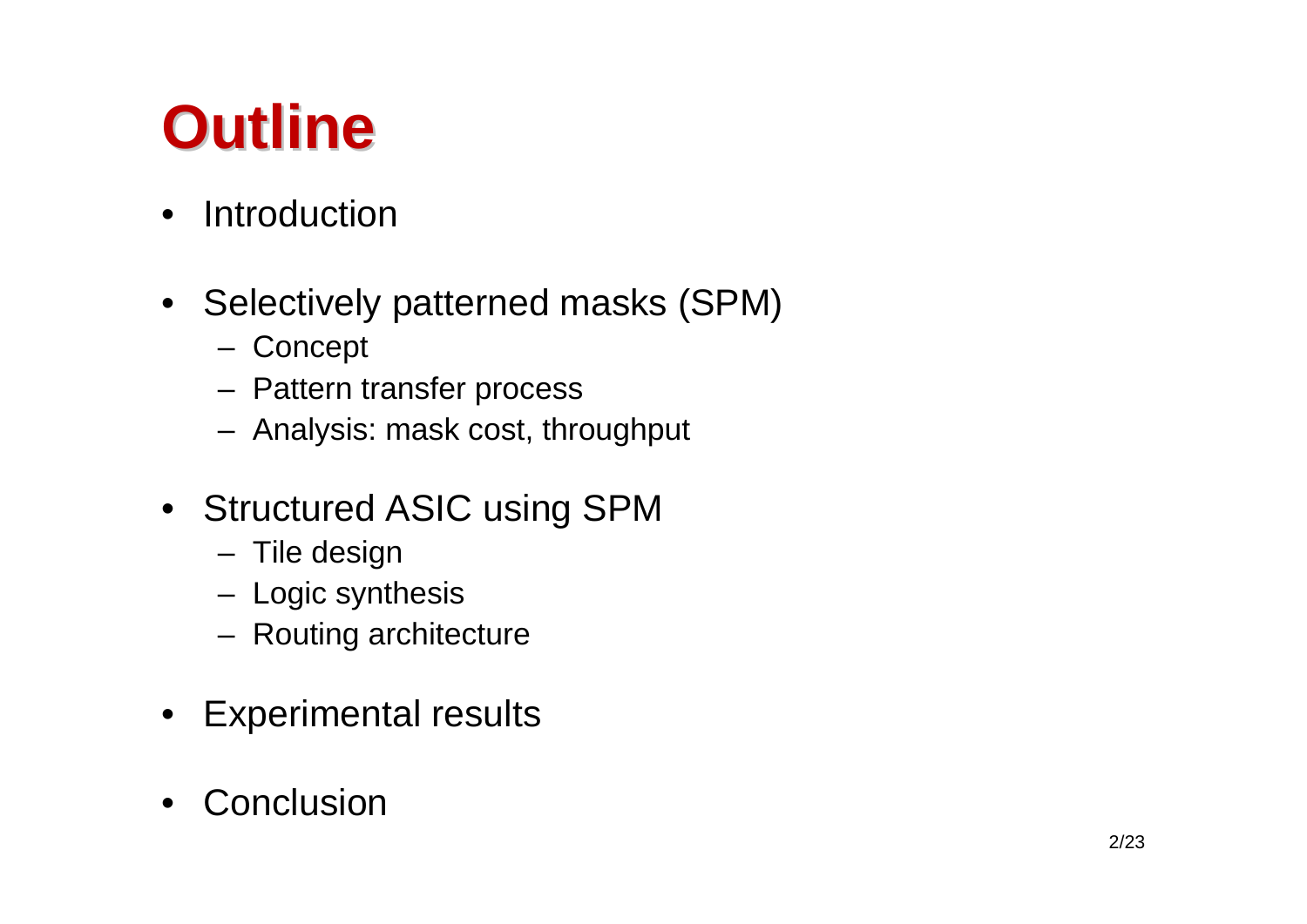# Outline

- Introduction
- Selectively patterned masks (SPM)
  - Concept
  - Pattern transfer process
  - Analysis: mask cost, throughput
- Structured ASIC using SPM
  - Tile design
  - Logic synthesis
  - Routing architecture
- Experimental results
- Conclusion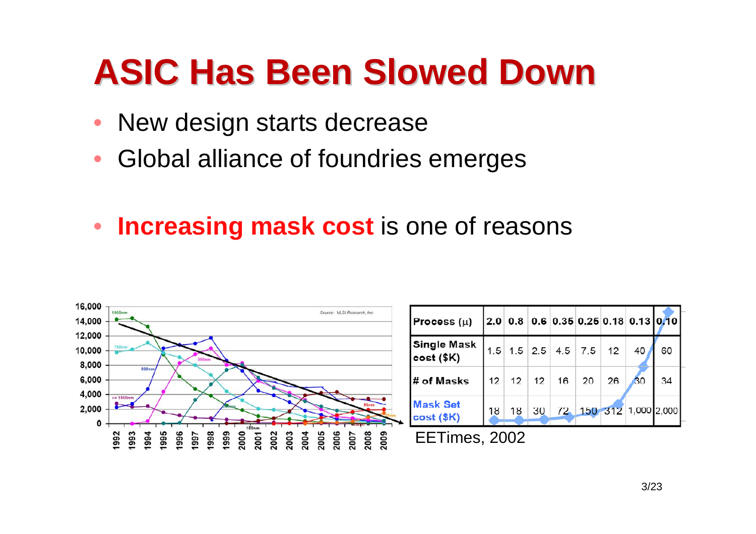# ASIC Has Been Slowed Down

- New design starts decrease
- Global alliance of foundries emerges

- **Increasing mask cost** is one of reasons

| Process (μ) | 2.0 | 0.8 | 0.6 | 0.35 | 0.25 | 0.18 | 0.13 | 0.10 |
|---|---|---|---|---|---|---|---|---|
| Single Mask cost ($K) | 1.5 | 1.5 | 2.5 | 4.5 | 7.5 | 12 | 40 | 60 |
| # of Masks | 12 | 12 | 12 | 16 | 20 | 26 | 30 | 34 |
| Mask Set cost ($K) | 18 | 18 | 30 | 72 | 150 | 312 | 1,000 | 2,000 |

EETimes, 2002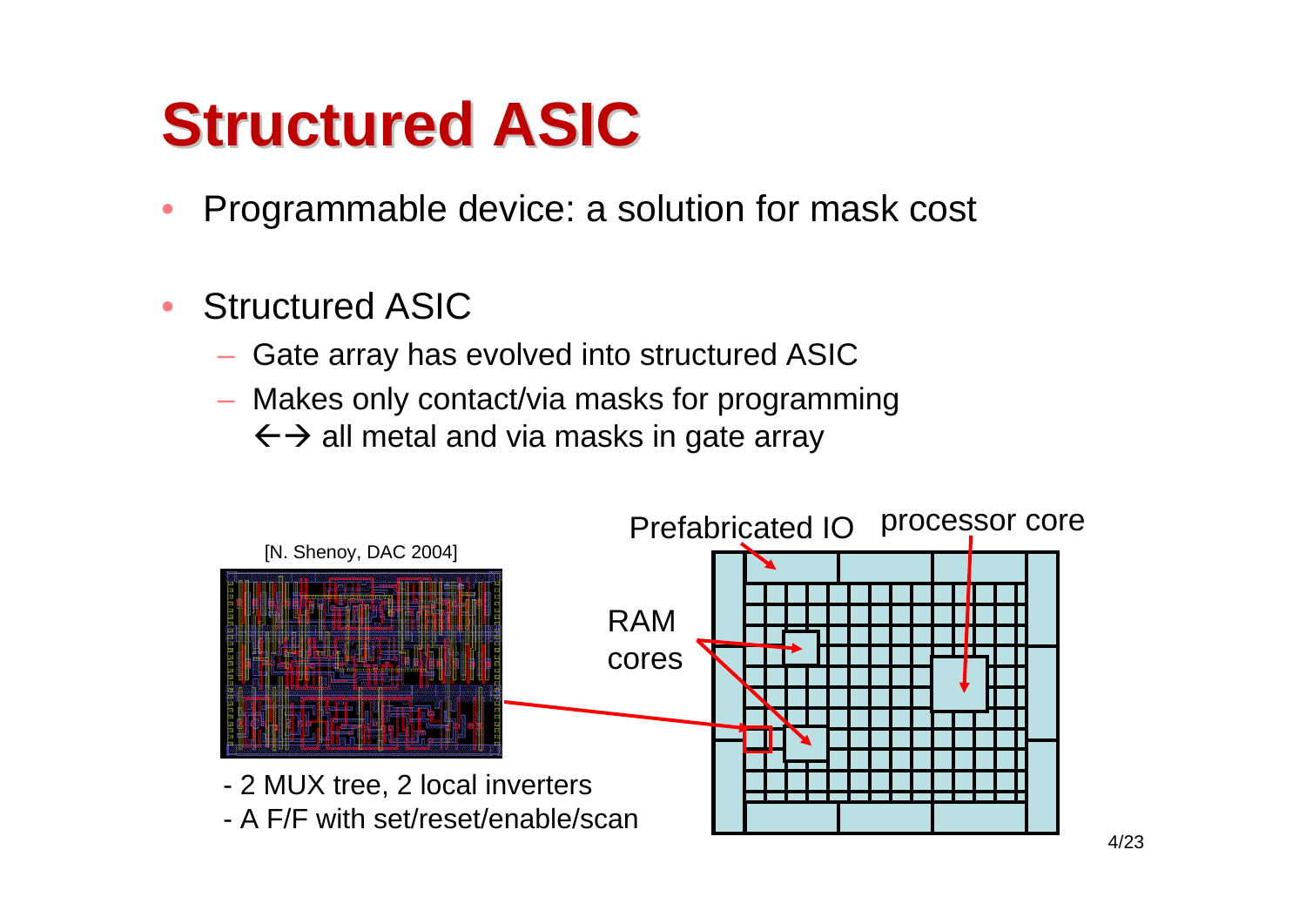# Structured ASIC

- Programmable device: a solution for mask cost
- Structured ASIC
  - Gate array has evolved into structured ASIC
  - Makes only contact/via masks for programming  
    ←→ all metal and via masks in gate array

[N. Shenoy, DAC 2004]

- 2 MUX tree, 2 local inverters
- A F/F with set/reset/enable/scan

Prefabricated IO

processor core

RAM cores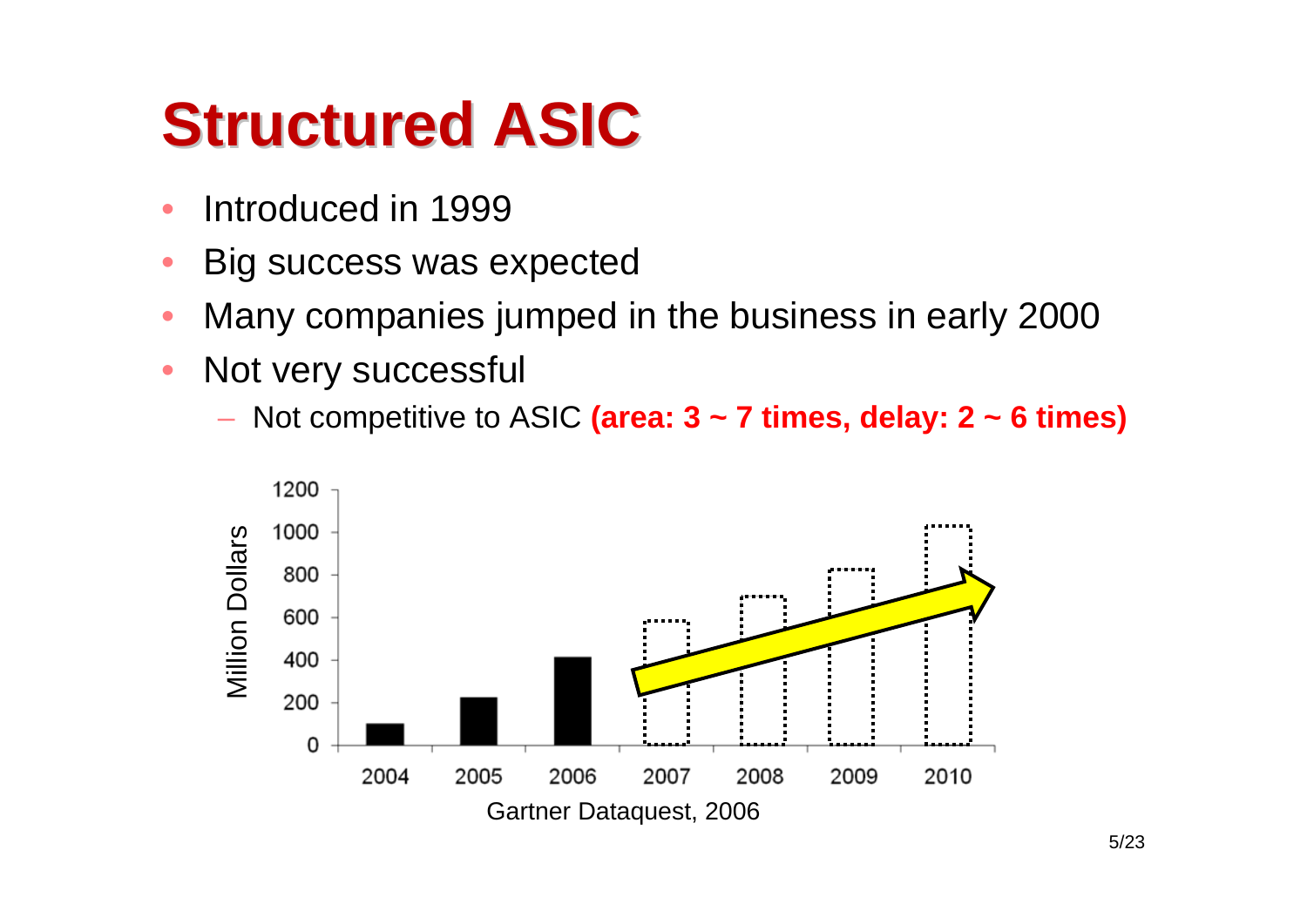# Structured ASIC

- Introduced in 1999
- Big success was expected
- Many companies jumped in the business in early 2000
- Not very successful
  - Not competitive to ASIC **(area: 3 ~ 7 times, delay: 2 ~ 6 times)**

Gartner Dataquest, 2006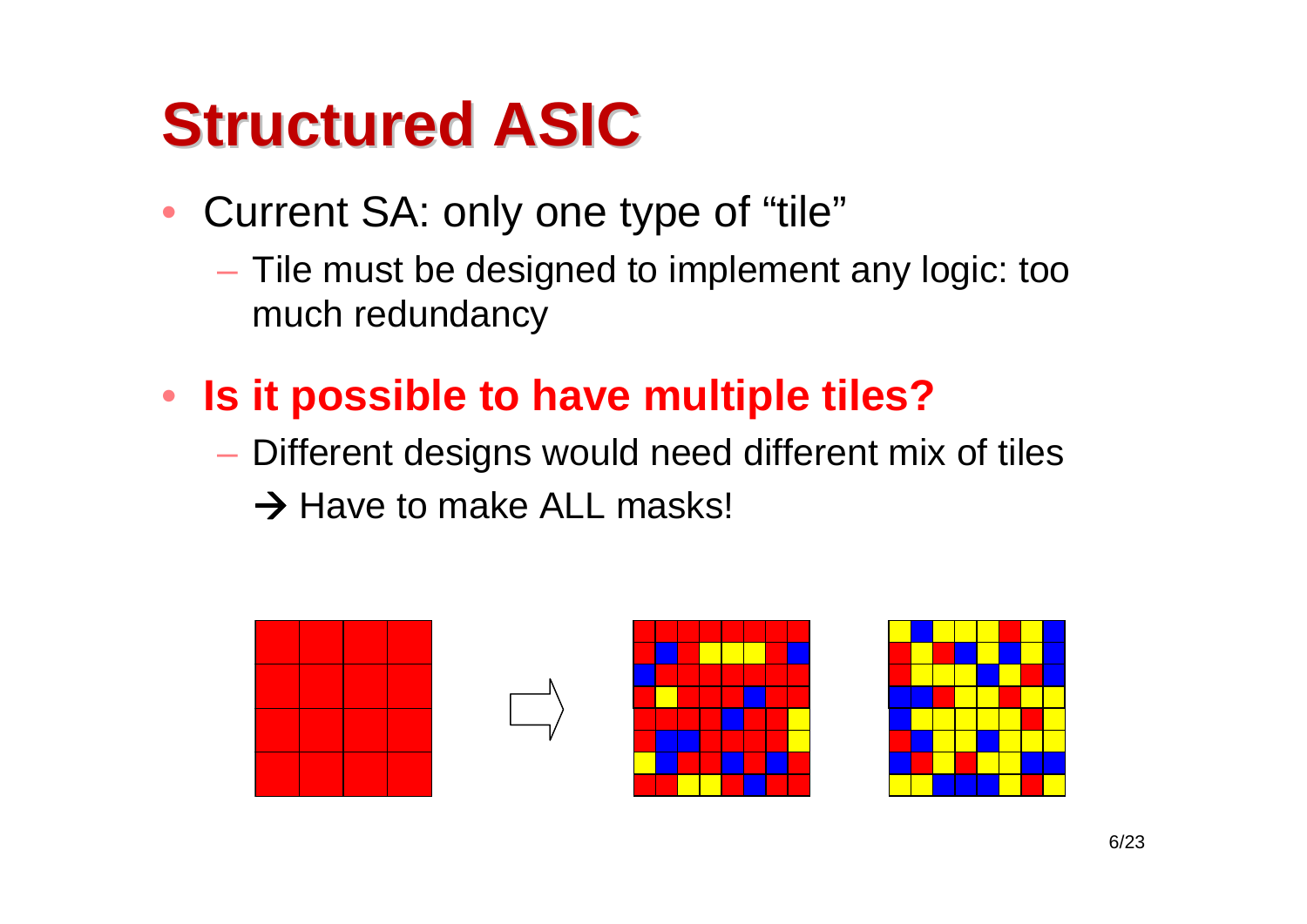# Structured ASIC

- Current SA: only one type of “tile”
  - Tile must be designed to implement any logic: too much redundancy
- **Is it possible to have multiple tiles?**
  - Different designs would need different mix of tiles

    → Have to make ALL masks!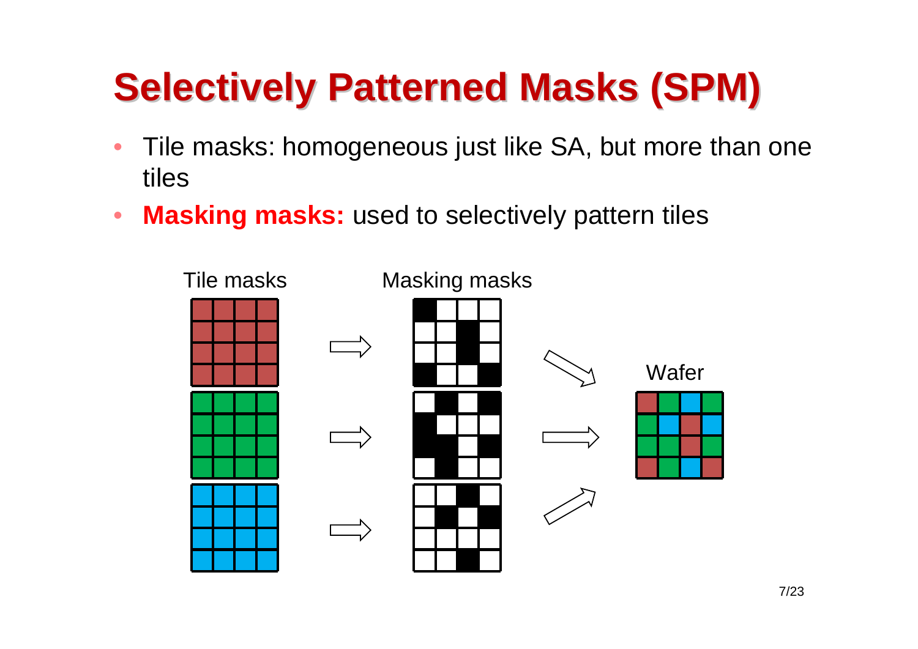# Selectively Patterned Masks (SPM)

- Tile masks: homogeneous just like SA, but more than one tiles
- **Masking masks:** used to selectively pattern tiles

Tile masks

Masking masks

Wafer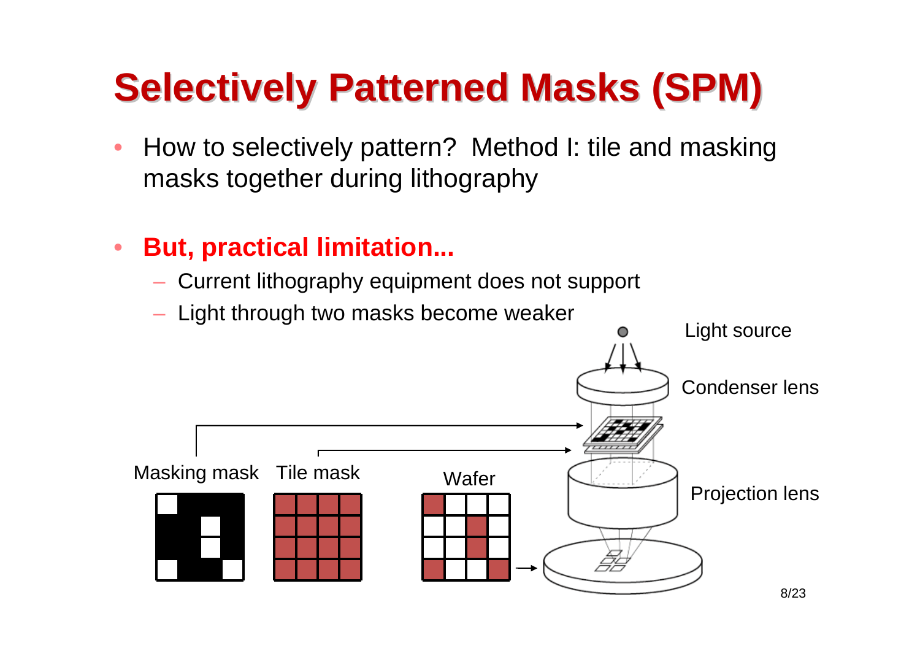# Selectively Patterned Masks (SPM)

- How to selectively pattern? Method I: tile and masking masks together during lithography

- **But, practical limitation...**
  - Current lithography equipment does not support
  - Light through two masks become weaker

Light source

Condenser lens

Masking mask

Tile mask

Wafer

Projection lens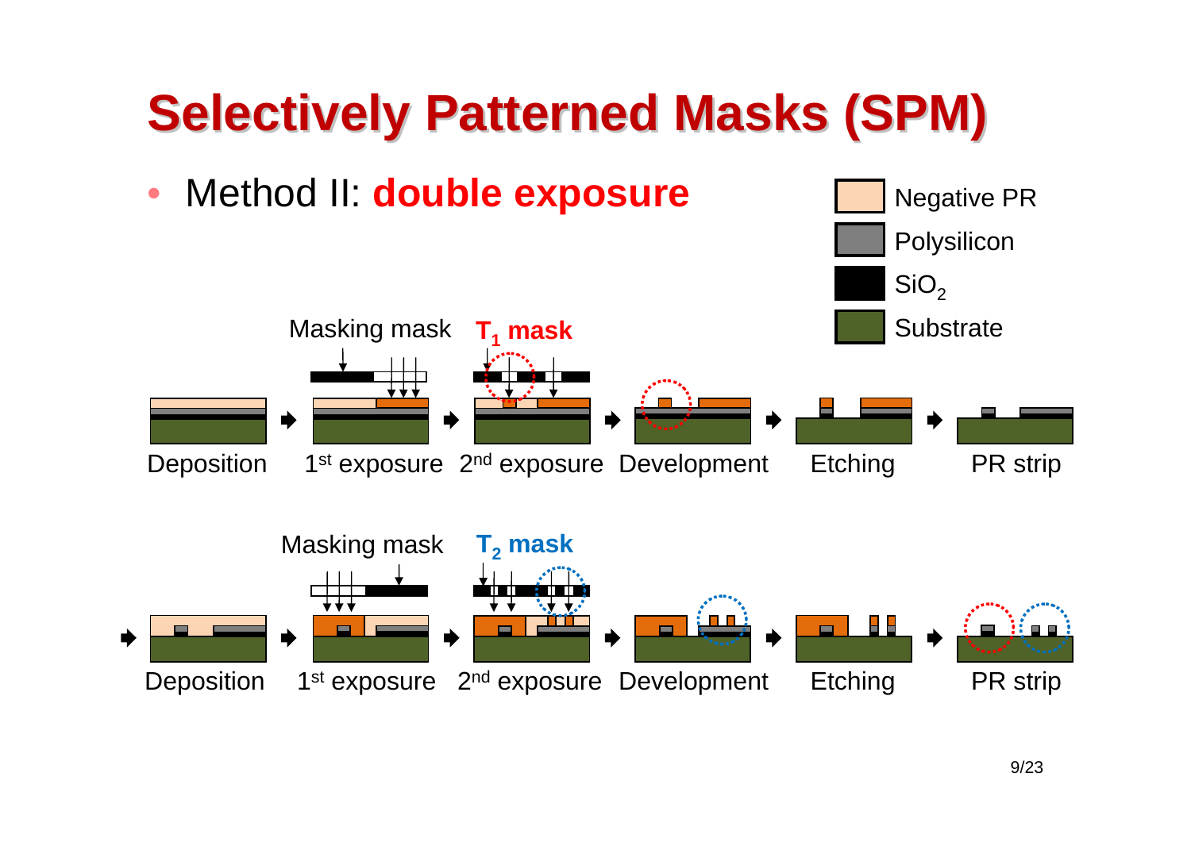# Selectively Patterned Masks (SPM)

- Method II: **double exposure**

Negative PR

Polysilicon

$SiO_2$

Substrate

Masking mask    **$T_1$ mask**

Deposition → 1st exposure → 2nd exposure → Development → Etching → PR strip

Masking mask    **$T_2$ mask**

→ Deposition → 1st exposure → 2nd exposure → Development → Etching → PR strip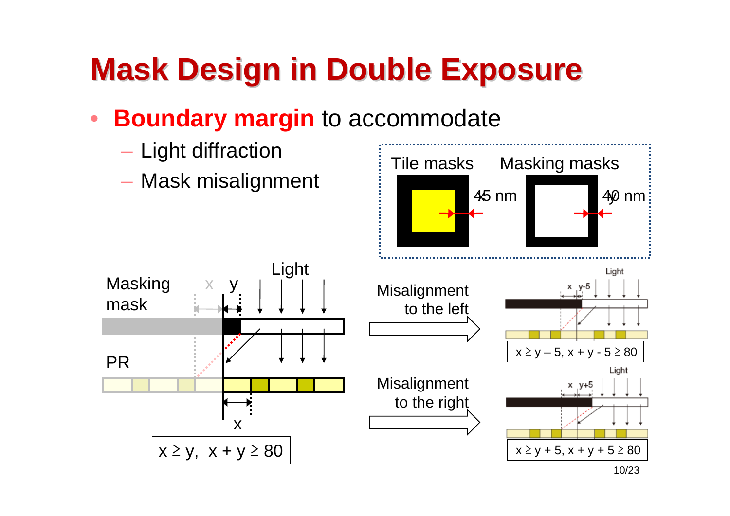# Mask Design in Double Exposure

- **Boundary margin** to accommodate
  - Light diffraction
  - Mask misalignment

Tile masks — 45 nm ($x$)

Masking masks — 40 nm ($y$)

Masking mask, PR, Light

$x \geq y, \ x + y \geq 80$

Misalignment to the left

$x \geq y - 5, \ x + y - 5 \geq 80$

Misalignment to the right

$x \geq y + 5, \ x + y + 5 \geq 80$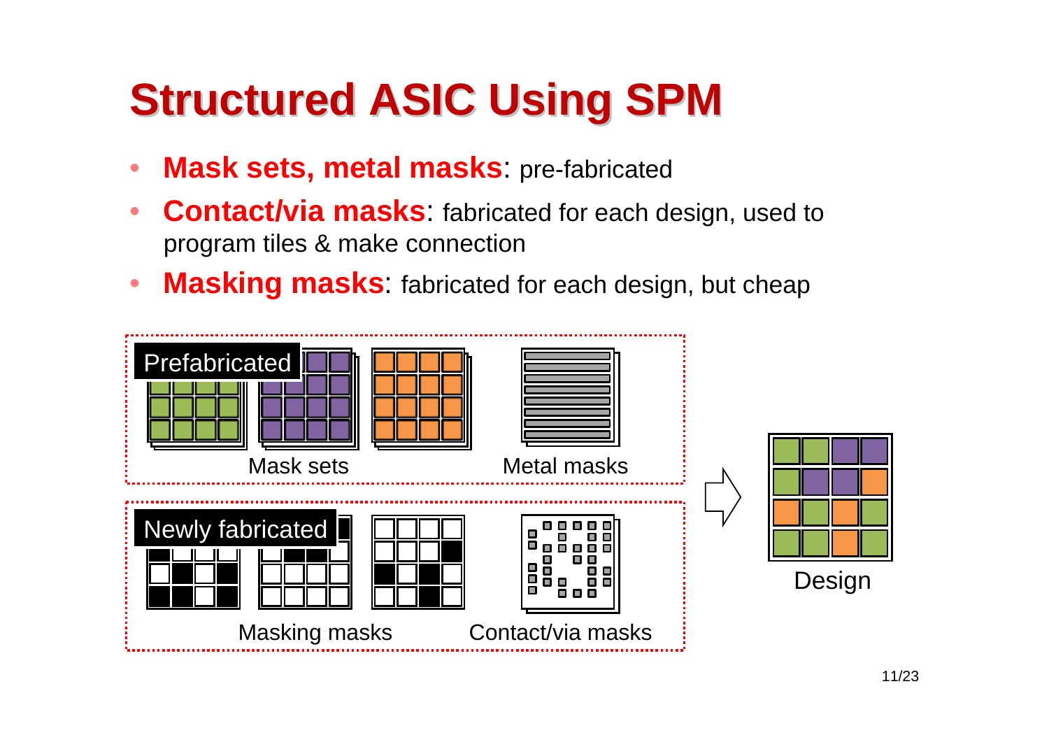# Structured ASIC Using SPM

- **Mask sets, metal masks**: pre-fabricated
- **Contact/via masks**: fabricated for each design, used to program tiles & make connection
- **Masking masks**: fabricated for each design, but cheap

Prefabricated

Mask sets

Metal masks

Newly fabricated

Masking masks

Contact/via masks

Design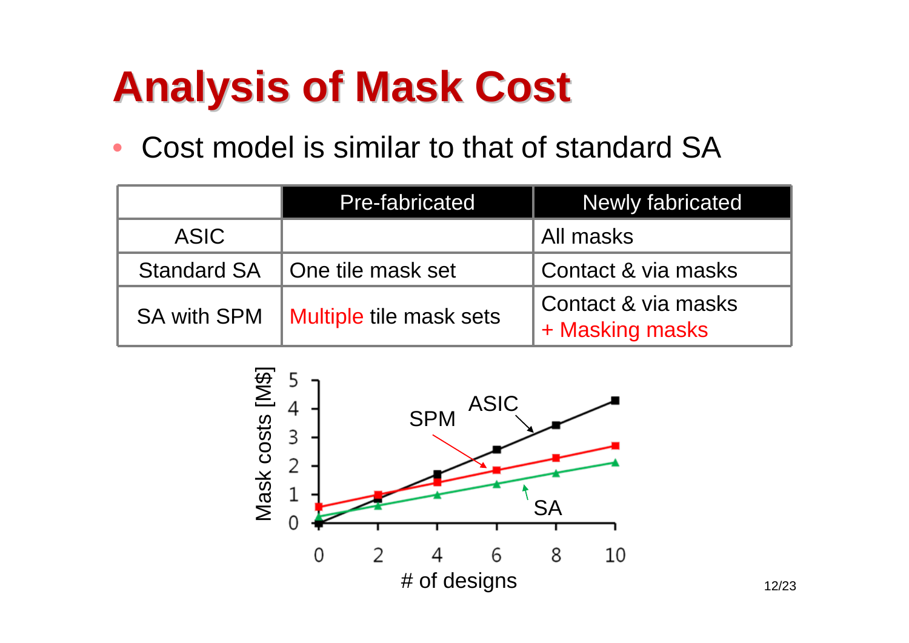# Analysis of Mask Cost

- Cost model is similar to that of standard SA

| | Pre-fabricated | Newly fabricated |
|---|---|---|
| ASIC | | All masks |
| Standard SA | One tile mask set | Contact & via masks |
| SA with SPM | Multiple tile mask sets | Contact & via masks + Masking masks |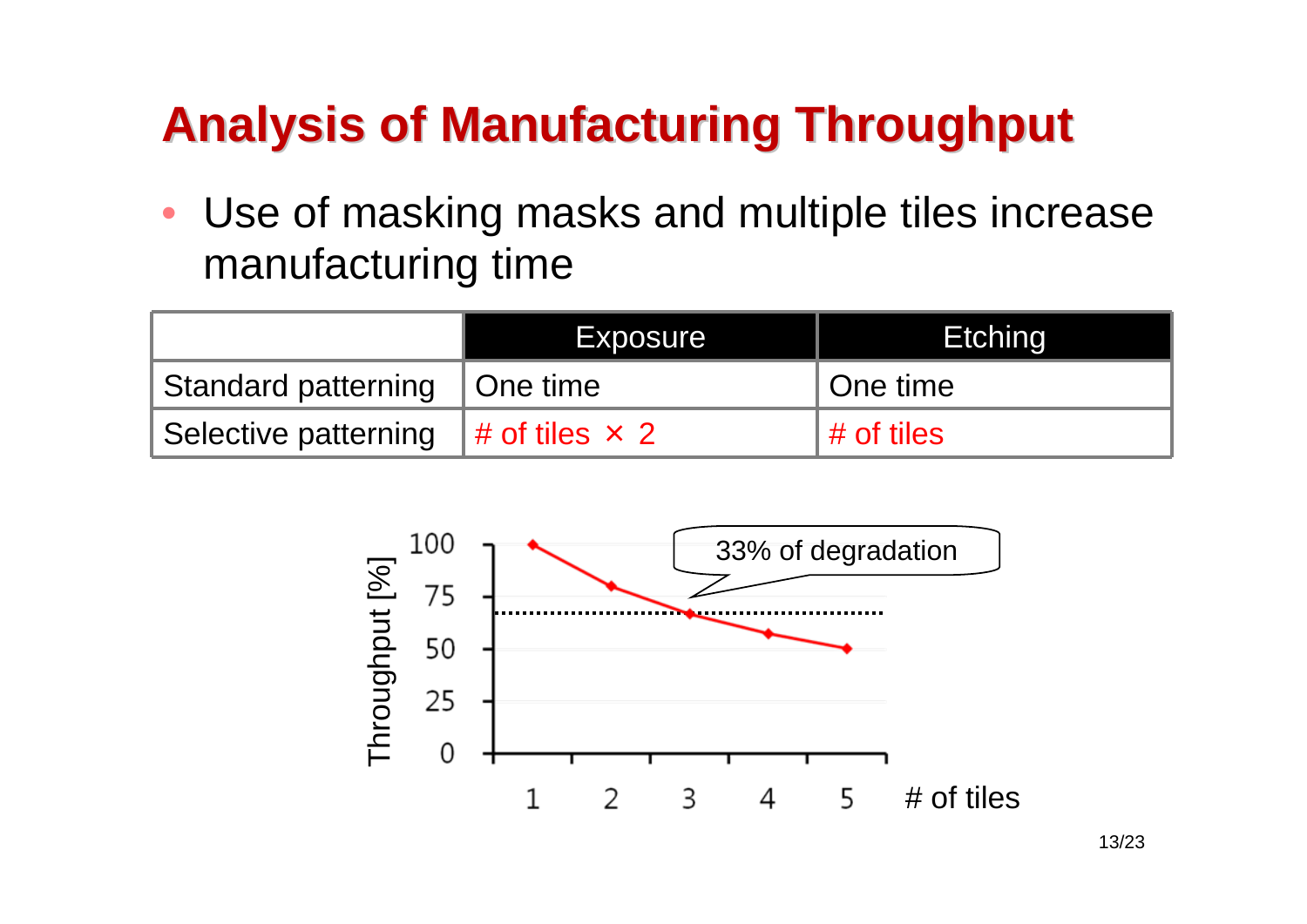# Analysis of Manufacturing Throughput

- Use of masking masks and multiple tiles increase manufacturing time

| | Exposure | Etching |
|---|---|---|
| Standard patterning | One time | One time |
| Selective patterning | # of tiles × 2 | # of tiles |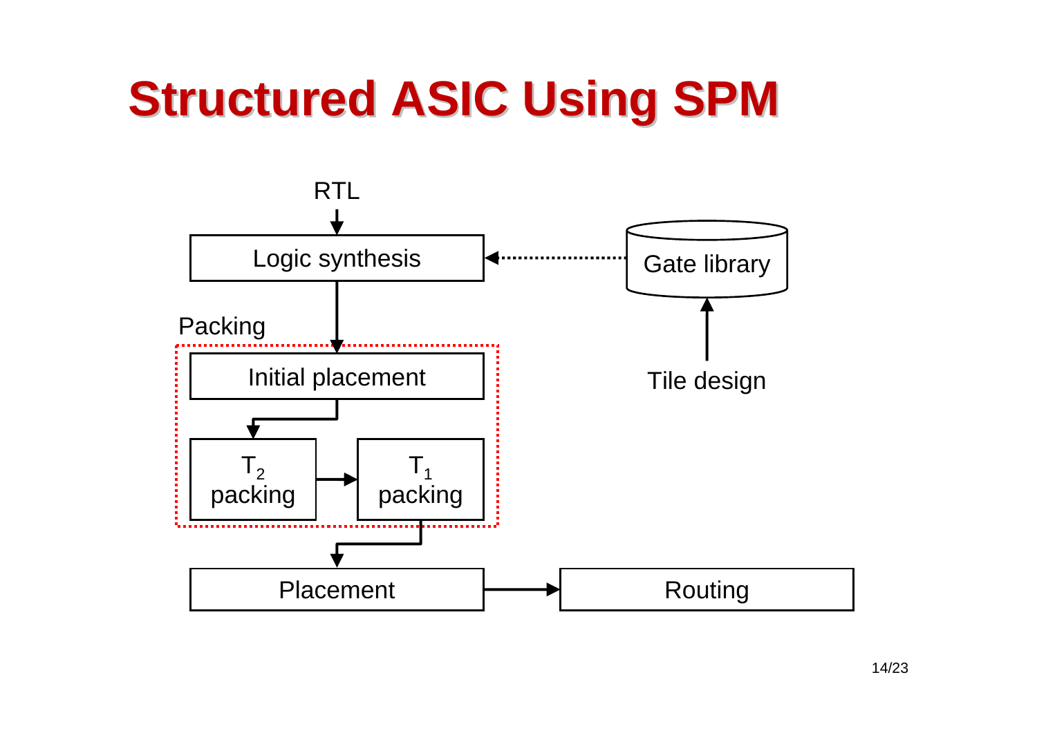# Structured ASIC Using SPM

RTL

Logic synthesis

Gate library

Tile design

Packing

Initial placement

$T_2$ packing

$T_1$ packing

Placement

Routing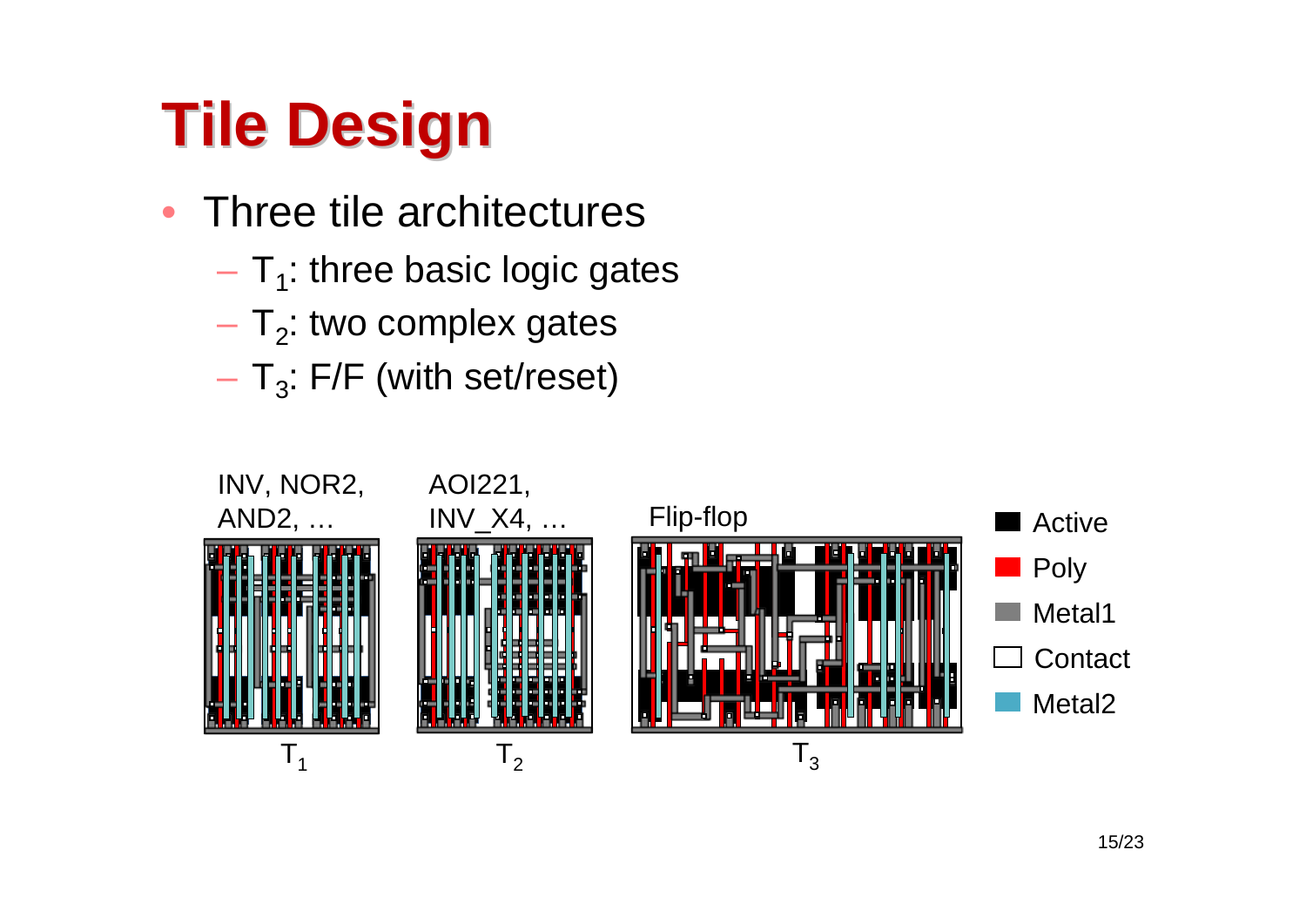# Tile Design

- Three tile architectures
  - $T_1$: three basic logic gates
  - $T_2$: two complex gates
  - $T_3$: F/F (with set/reset)

INV, NOR2, AND2, …

AOI221, INV_X4, …

Flip-flop

$T_1$ $T_2$ $T_3$

Active
Poly
Metal1
Contact
Metal2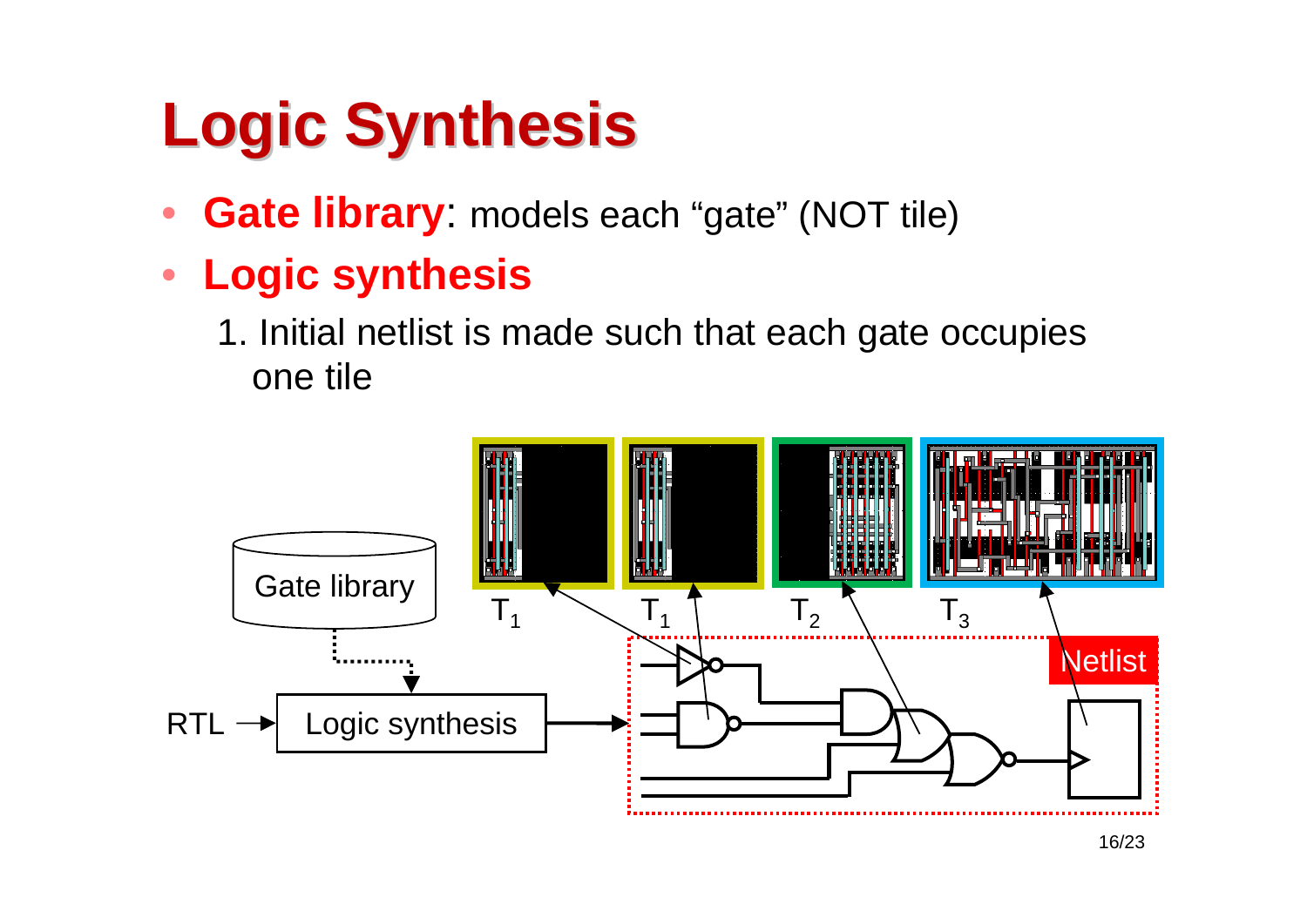# Logic Synthesis

- **Gate library**: models each "gate" (NOT tile)
- **Logic synthesis**
  1. Initial netlist is made such that each gate occupies one tile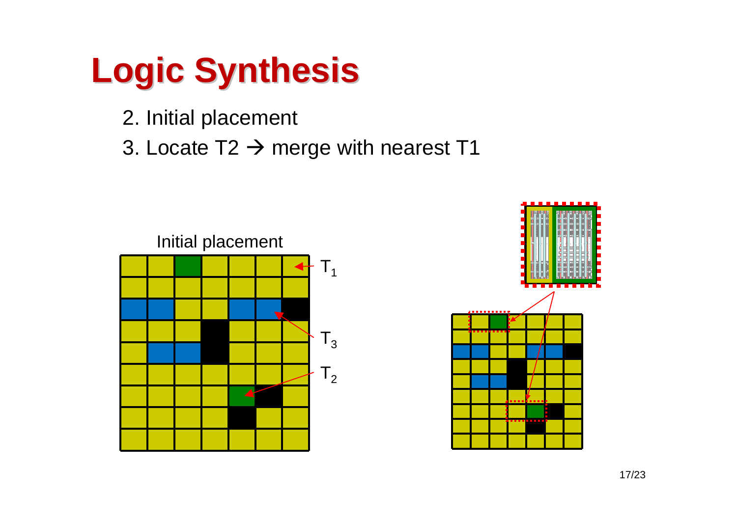# Logic Synthesis

2. Initial placement
3. Locate T2 → merge with nearest T1

Initial placement

$T_1$

$T_3$

$T_2$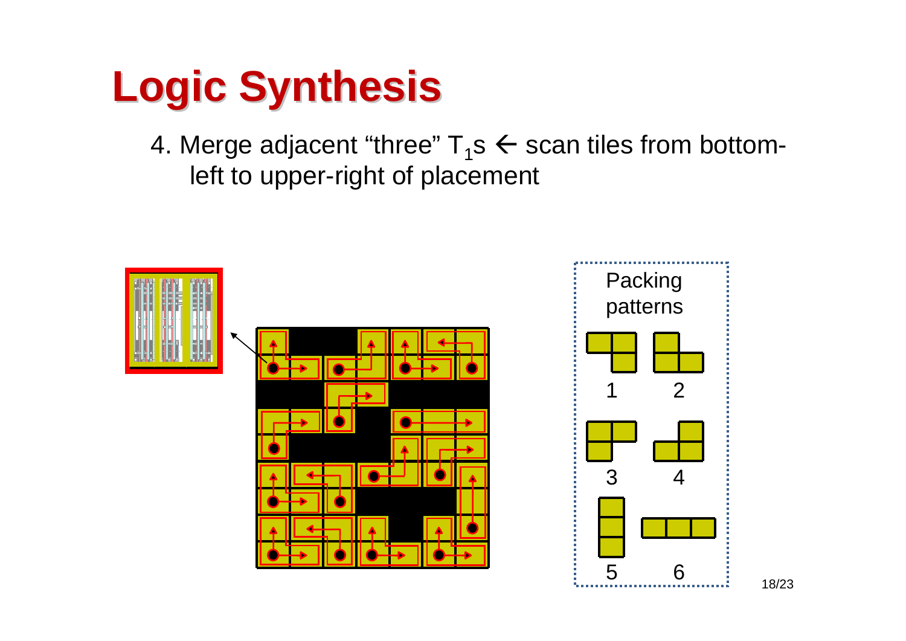# Logic Synthesis

4. Merge adjacent “three” $T_1$s ← scan tiles from bottom-left to upper-right of placement

Packing patterns

1 2

3 4

5 6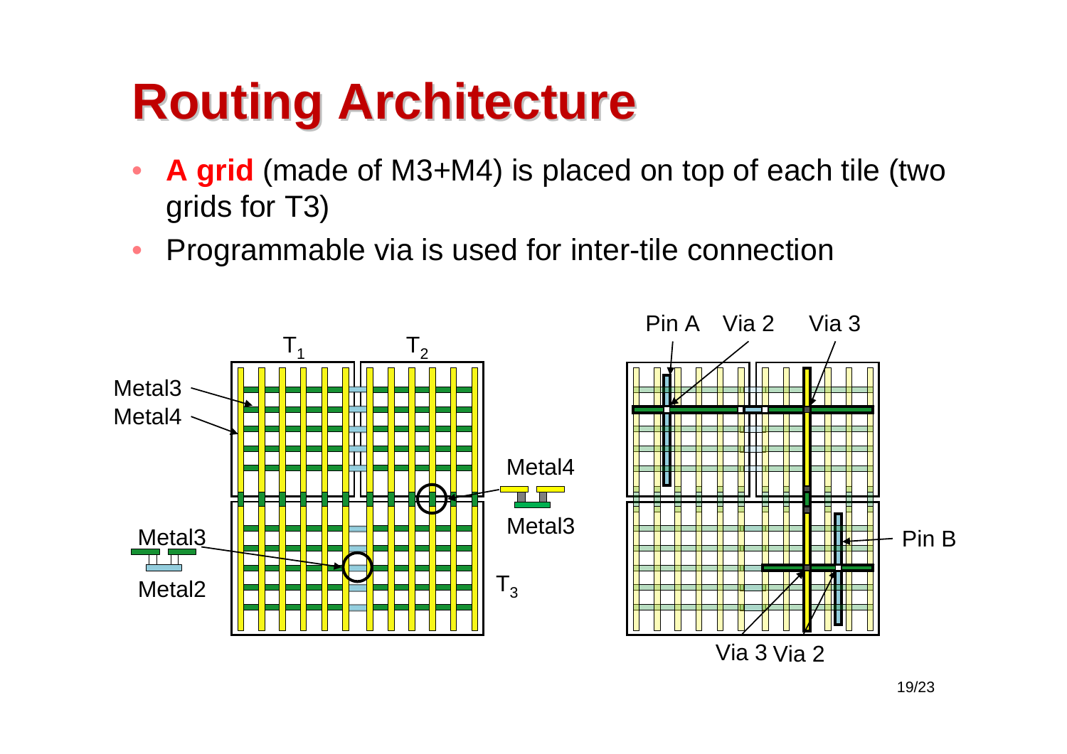# Routing Architecture

- **A grid** (made of M3+M4) is placed on top of each tile (two grids for T3)
- Programmable via is used for inter-tile connection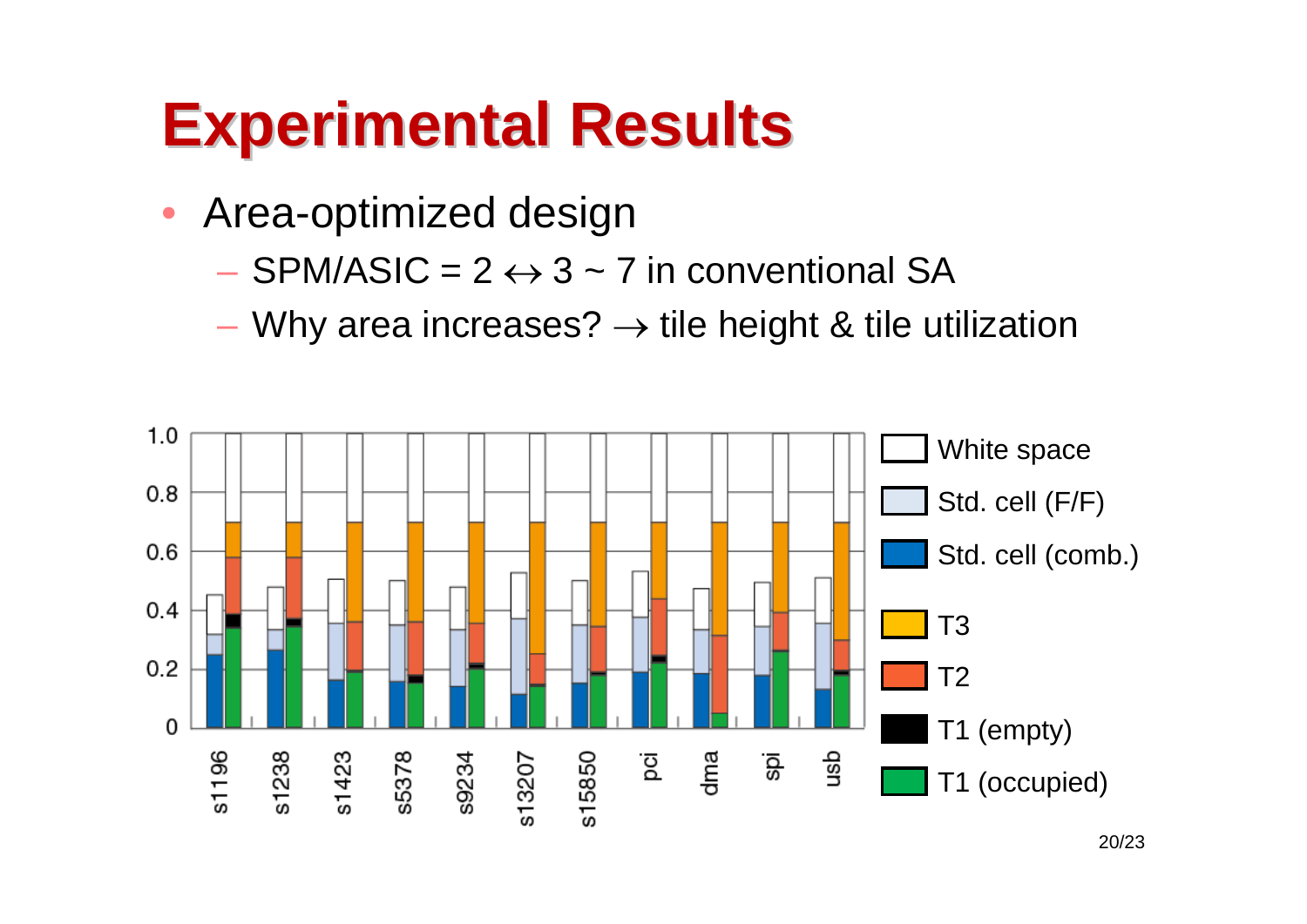# Experimental Results

- Area-optimized design
  - SPM/ASIC = 2 ↔ 3 ~ 7 in conventional SA
  - Why area increases? → tile height & tile utilization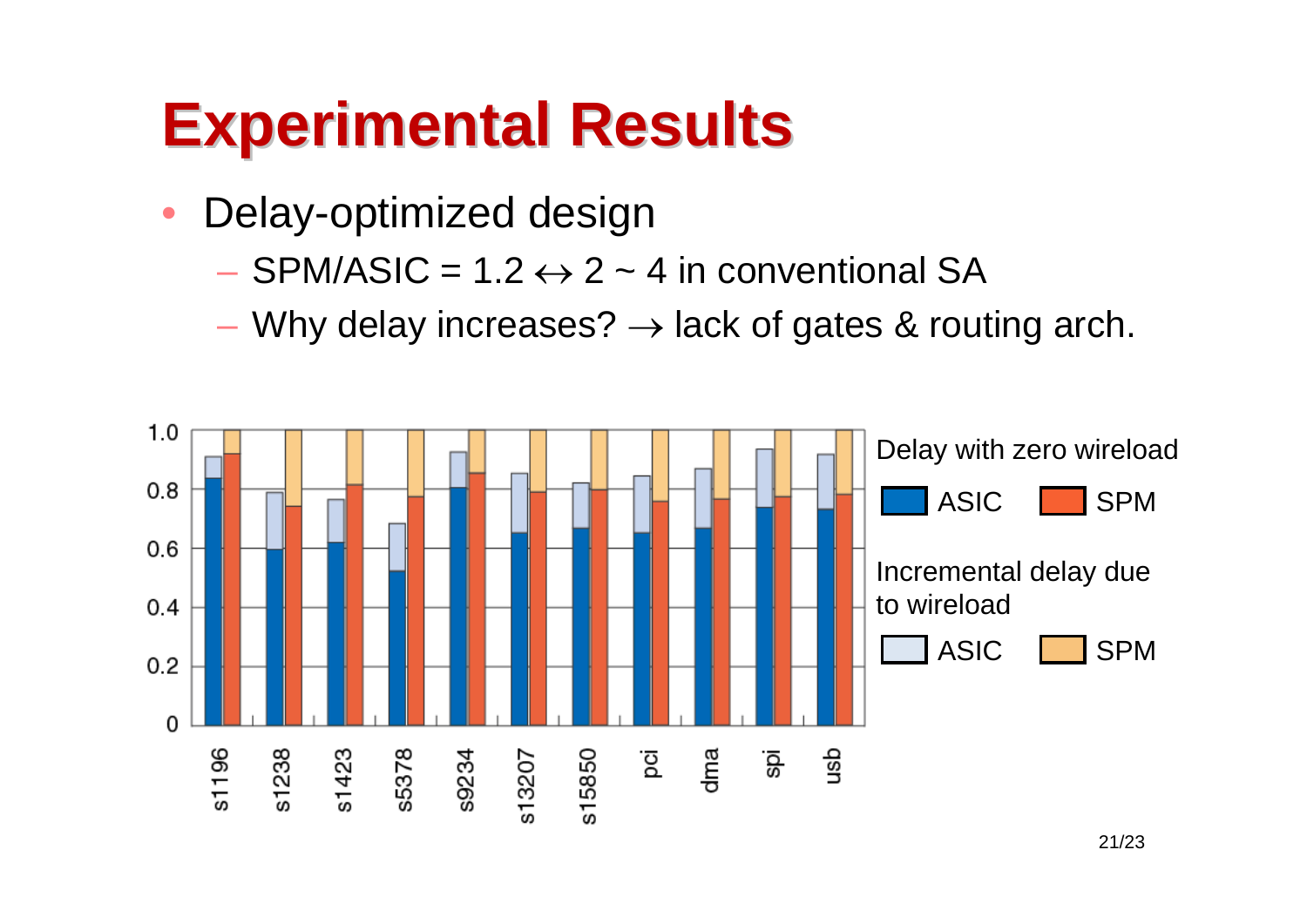# Experimental Results

- Delay-optimized design
  - SPM/ASIC = 1.2 $\leftrightarrow$ 2 ~ 4 in conventional SA
  - Why delay increases? $\rightarrow$ lack of gates & routing arch.

Delay with zero wireload: ASIC, SPM

Incremental delay due to wireload: ASIC, SPM

Benchmarks: s1196, s1238, s1423, s5378, s9234, s13207, s15850, pci, dma, spi, usb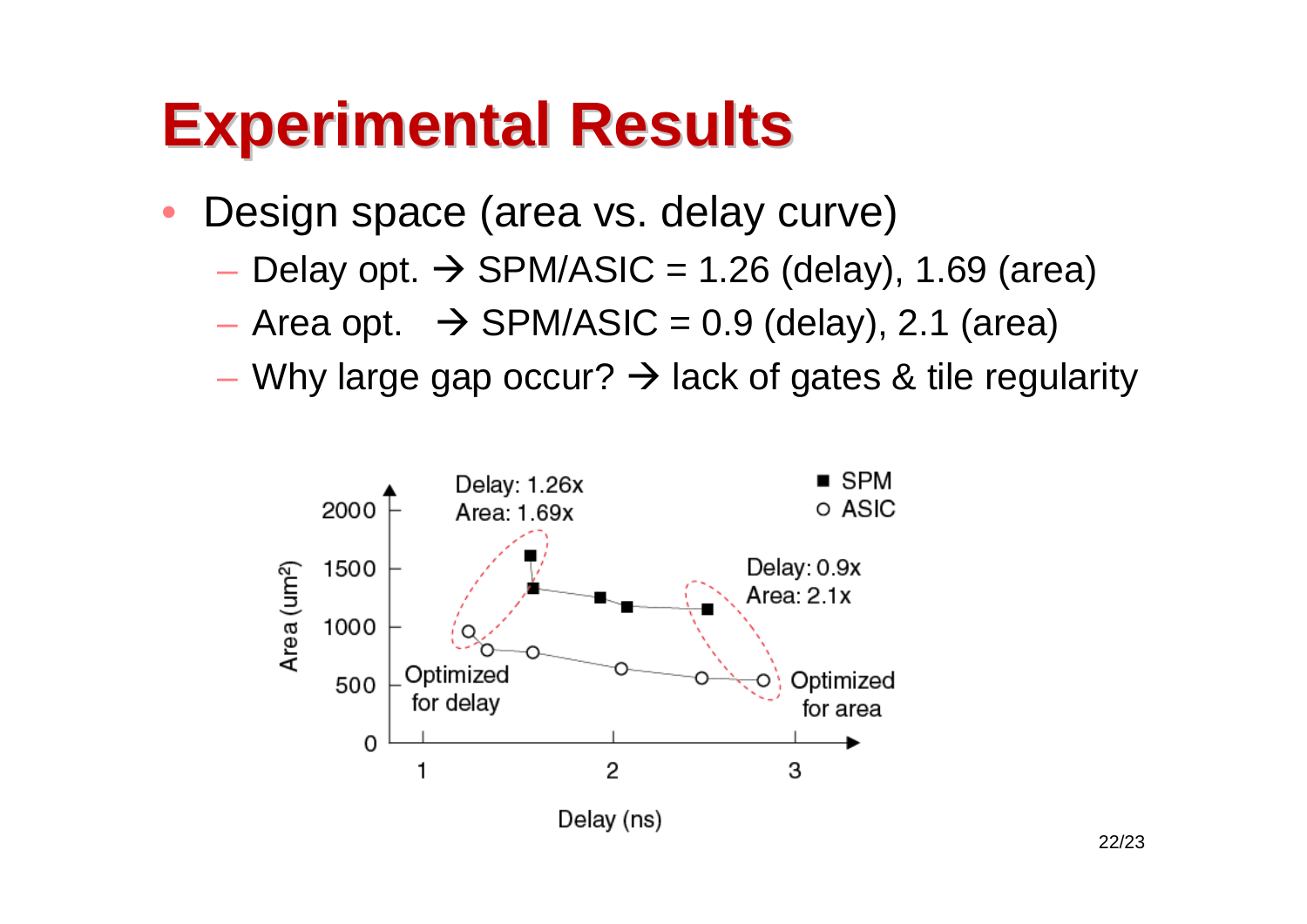# Experimental Results

- Design space (area vs. delay curve)
  - Delay opt. → SPM/ASIC = 1.26 (delay), 1.69 (area)
  - Area opt. → SPM/ASIC = 0.9 (delay), 2.1 (area)
  - Why large gap occur? → lack of gates & tile regularity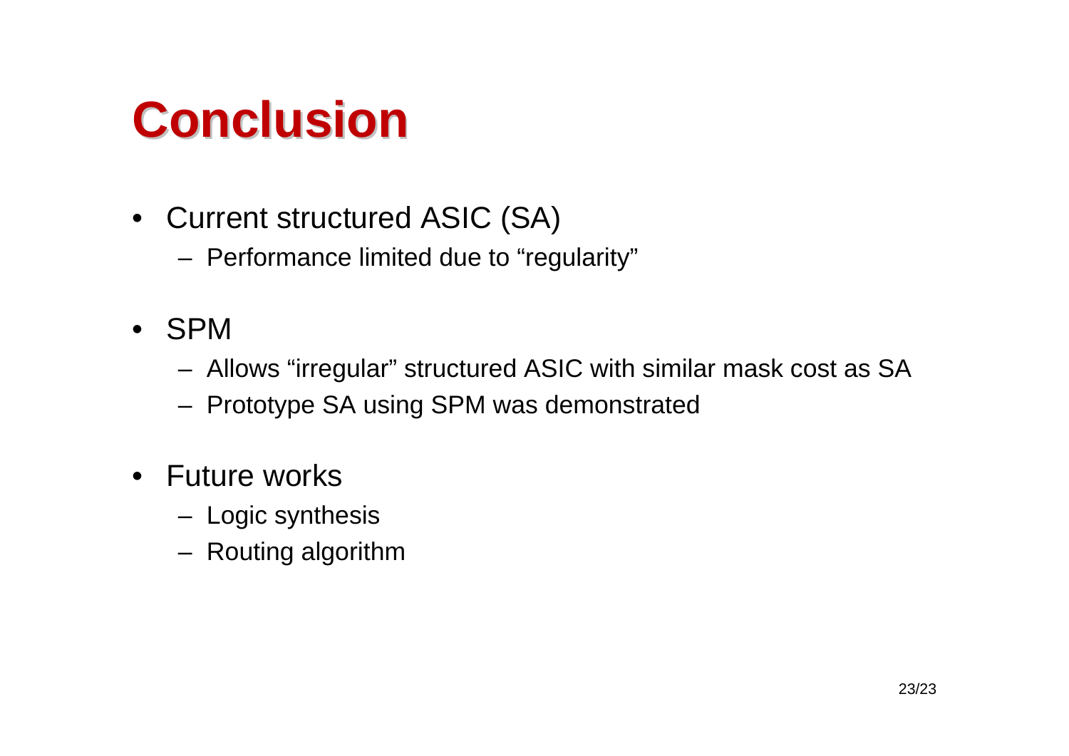# Conclusion

- Current structured ASIC (SA)
  - Performance limited due to “regularity”
- SPM
  - Allows “irregular” structured ASIC with similar mask cost as SA
  - Prototype SA using SPM was demonstrated
- Future works
  - Logic synthesis
  - Routing algorithm